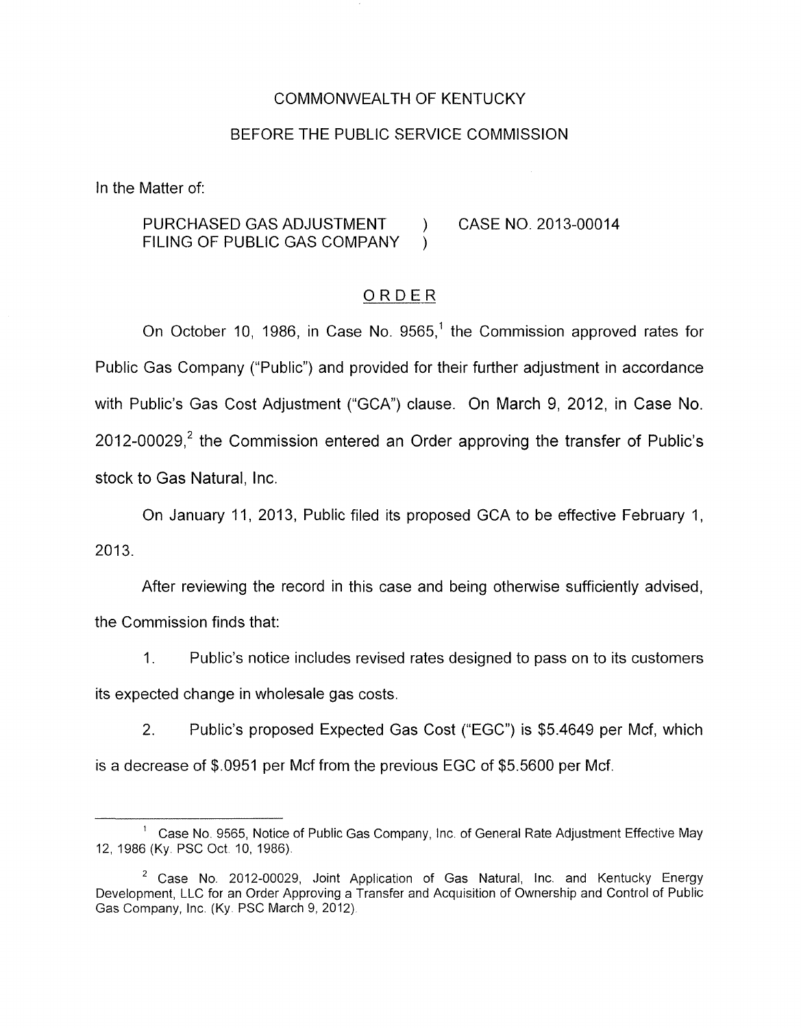COMMONWEALTH OF KENTUCKY

BEFORE THE PUBLIC SERVICE COMMISSION

In the Matter of:

| | | |
|---|---|---|
| PURCHASED GAS ADJUSTMENT FILING OF PUBLIC GAS COMPANY | ) ) | CASE NO. 2013-00014 |

## ORDER

On October 10, 1986, in Case No. 9565,[1] the Commission approved rates for Public Gas Company ("Public") and provided for their further adjustment in accordance with Public's Gas Cost Adjustment ("GCA") clause. On March 9, 2012, in Case No. 2012-00029,[2] the Commission entered an Order approving the transfer of Public's stock to Gas Natural, Inc.

On January 11, 2013, Public filed its proposed GCA to be effective February 1, 2013.

After reviewing the record in this case and being otherwise sufficiently advised, the Commission finds that:

1. Public's notice includes revised rates designed to pass on to its customers its expected change in wholesale gas costs.

2. Public's proposed Expected Gas Cost ("EGC") is $5.4649 per Mcf, which is a decrease of $.0951 per Mcf from the previous EGC of $5.5600 per Mcf.

---

[1] Case No. 9565, Notice of Public Gas Company, Inc. of General Rate Adjustment Effective May 12, 1986 (Ky. PSC Oct. 10, 1986).

[2] Case No. 2012-00029, Joint Application of Gas Natural, Inc. and Kentucky Energy Development, LLC for an Order Approving a Transfer and Acquisition of Ownership and Control of Public Gas Company, Inc. (Ky. PSC March 9, 2012).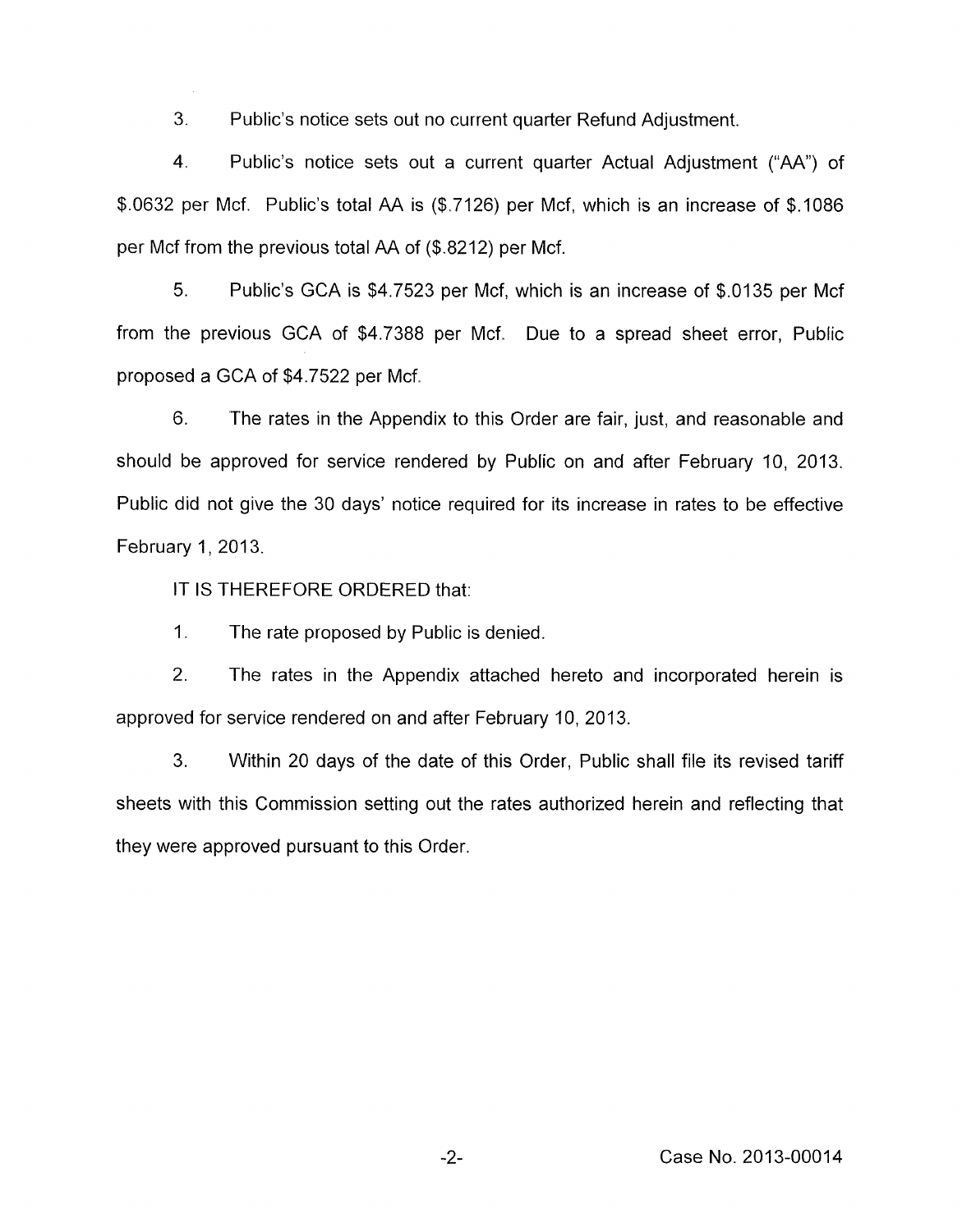3. Public's notice sets out no current quarter Refund Adjustment.

4. Public's notice sets out a current quarter Actual Adjustment ("AA") of \$.0632 per Mcf. Public's total AA is (\$.7126) per Mcf, which is an increase of \$.1086 per Mcf from the previous total AA of (\$.8212) per Mcf.

5. Public's GCA is \$4.7523 per Mcf, which is an increase of \$.0135 per Mcf from the previous GCA of \$4.7388 per Mcf. Due to a spread sheet error, Public proposed a GCA of \$4.7522 per Mcf.

6. The rates in the Appendix to this Order are fair, just, and reasonable and should be approved for service rendered by Public on and after February 10, 2013. Public did not give the 30 days' notice required for its increase in rates to be effective February 1, 2013.

IT IS THEREFORE ORDERED that:

1. The rate proposed by Public is denied.

2. The rates in the Appendix attached hereto and incorporated herein is approved for service rendered on and after February 10, 2013.

3. Within 20 days of the date of this Order, Public shall file its revised tariff sheets with this Commission setting out the rates authorized herein and reflecting that they were approved pursuant to this Order.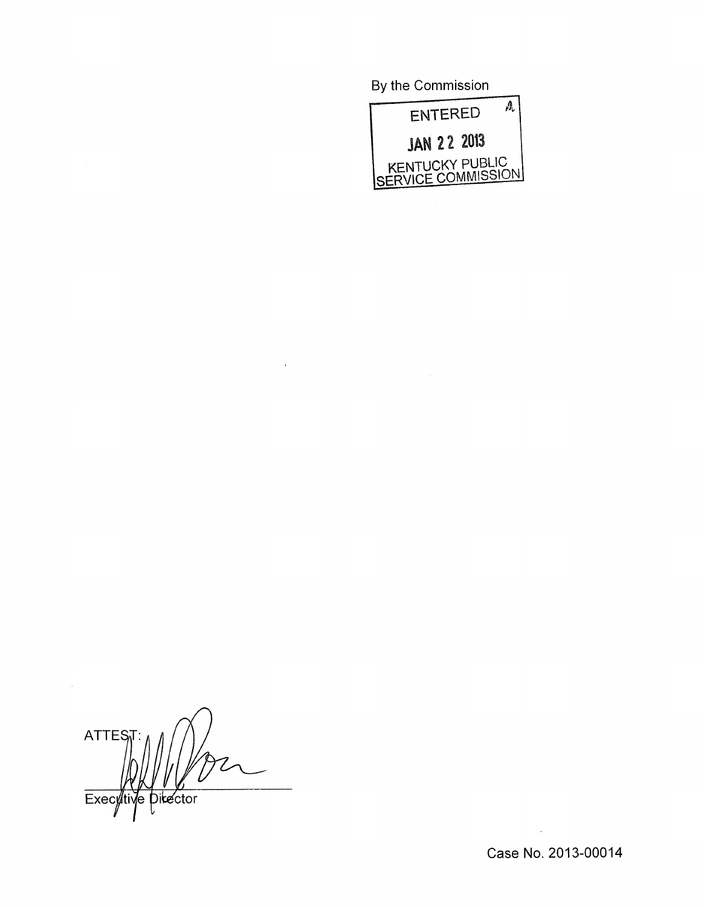By the Commission

ENTERED

JAN 22 2013

KENTUCKY PUBLIC SERVICE COMMISSION

ATTEST:

Executive Director

Case No. 2013-00014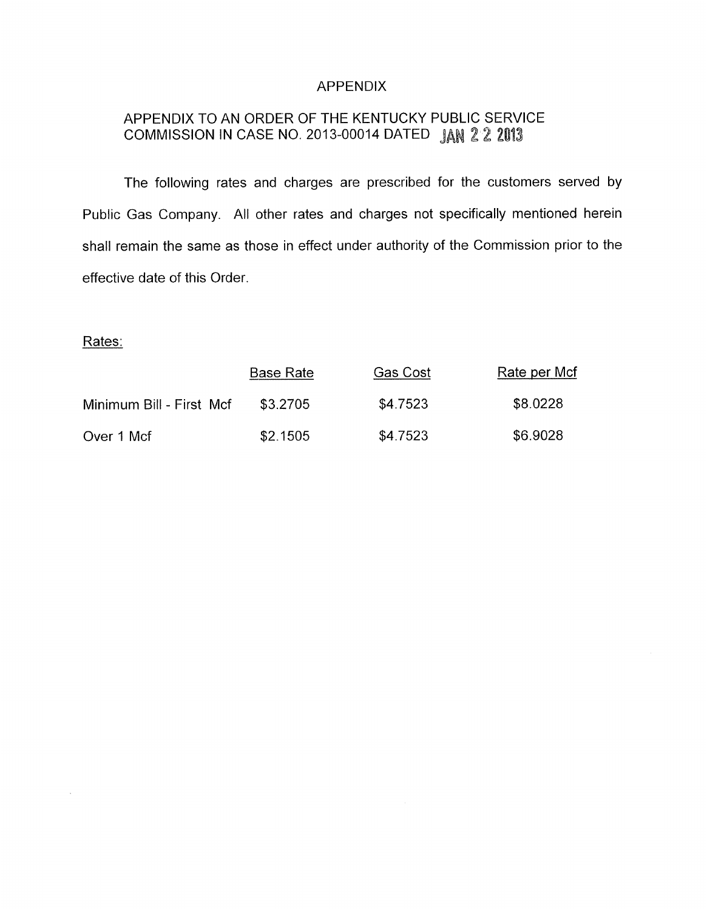# APPENDIX

## APPENDIX TO AN ORDER OF THE KENTUCKY PUBLIC SERVICE COMMISSION IN CASE NO. 2013-00014 DATED JAN 22 2013

The following rates and charges are prescribed for the customers served by Public Gas Company. All other rates and charges not specifically mentioned herein shall remain the same as those in effect under authority of the Commission prior to the effective date of this Order.

Rates:

| | Base Rate | Gas Cost | Rate per Mcf |
|---|---|---|---|
| Minimum Bill - First Mcf | $3.2705 | $4.7523 | $8.0228 |
| Over 1 Mcf | $2.1505 | $4.7523 | $6.9028 |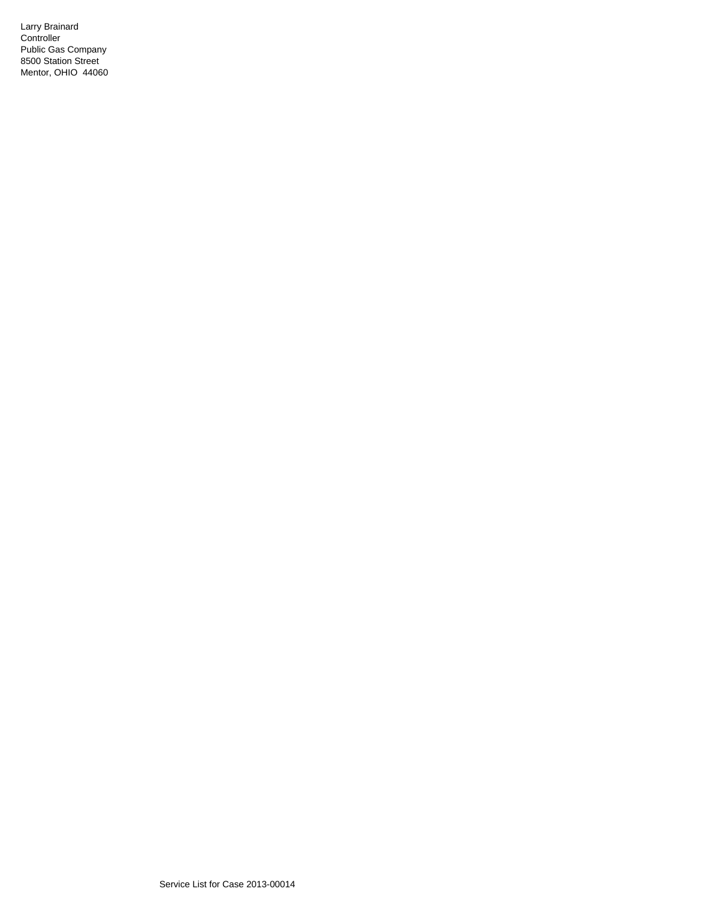Larry Brainard
Controller
Public Gas Company
8500 Station Street
Mentor, OHIO 44060